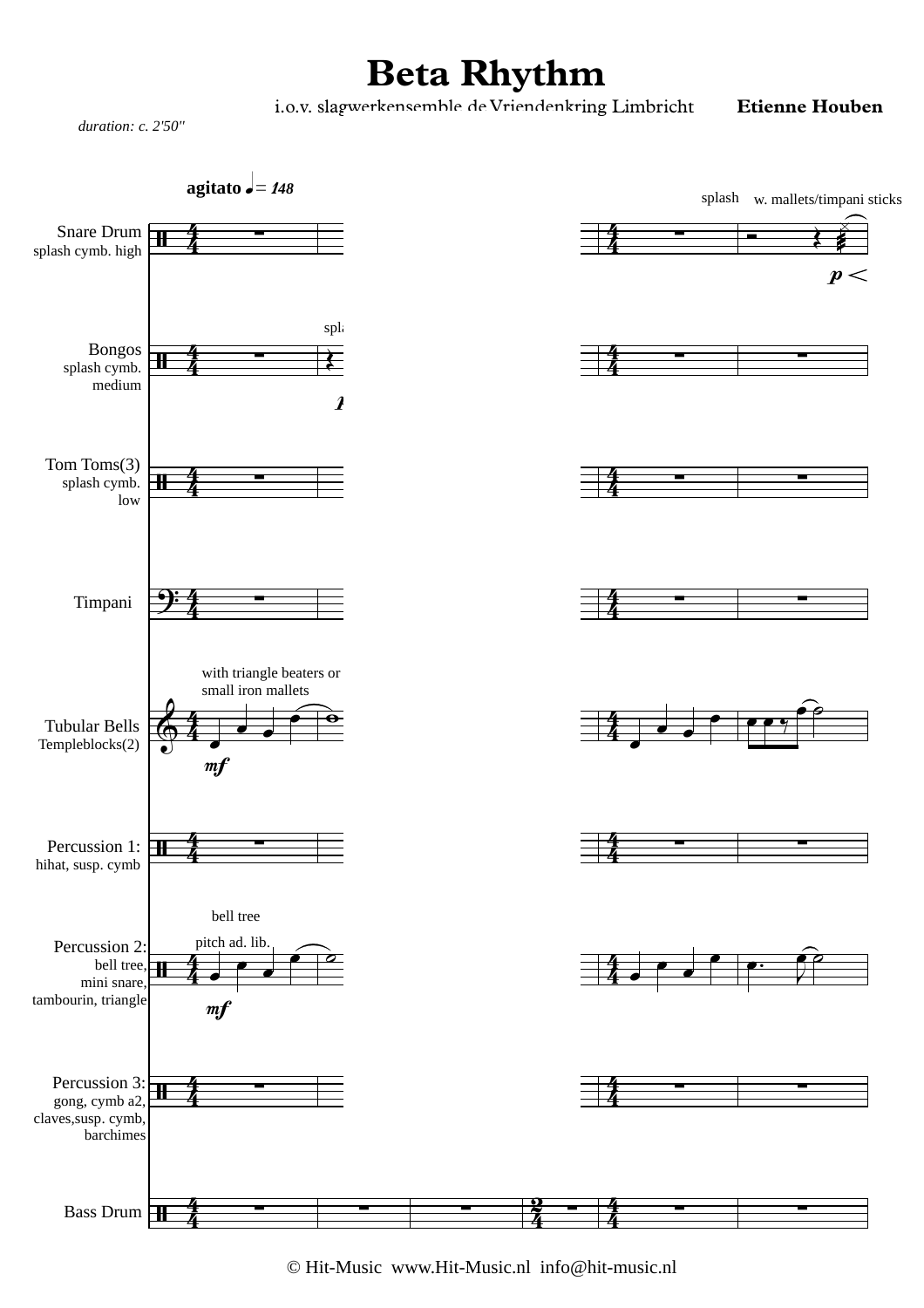# Beta Rhythm

i.o.v. slagwerkensemble de Vriendenkring Limbricht **Etienne Houben**

*duration: c. 2'50"*

**agitato** ♩ = 148

Snare Drum
splash cymb. high

Bongos
splash cymb. medium

Tom Toms(3)
splash cymb. low

Timpani

Tubular Bells
Templeblocks(2)

Percussion 1:
hihat, susp. cymb

Percussion 2:
bell tree, mini snare, tambourin, triangle

Percussion 3:
gong, cymb a2, claves, susp. cymb, barchimes

Bass Drum

with triangle beaters or small iron mallets

bell tree

pitch ad. lib.

splash

w. mallets/timpani sticks

*mf*

*p*

© Hit-Music www.Hit-Music.nl info@hit-music.nl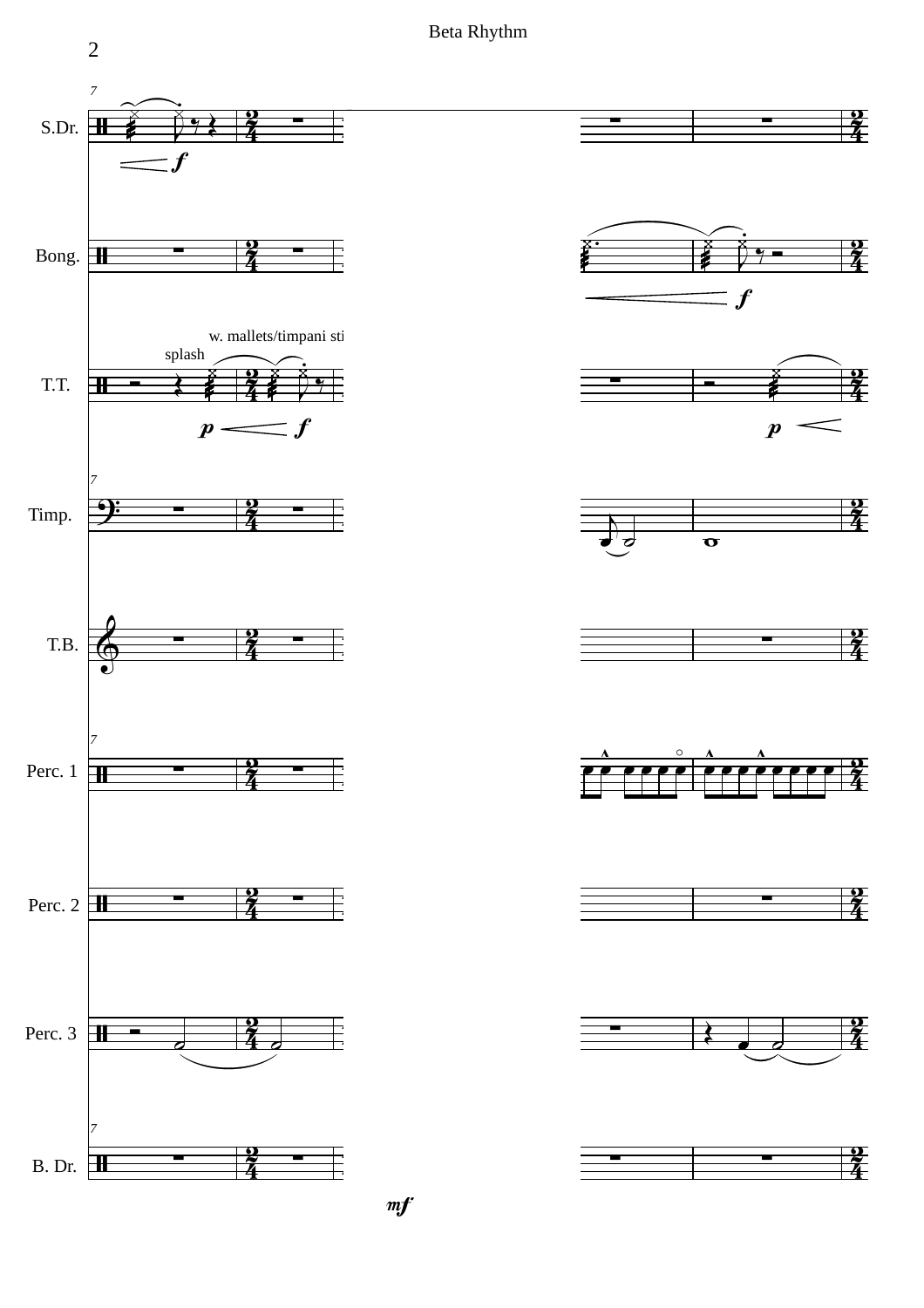S.Dr.

Bong.

T.T.

splash

w. mallets/timpani sti

Timp.

T.B.

Perc. 1

Perc. 2

Perc. 3

B. Dr.

*mf*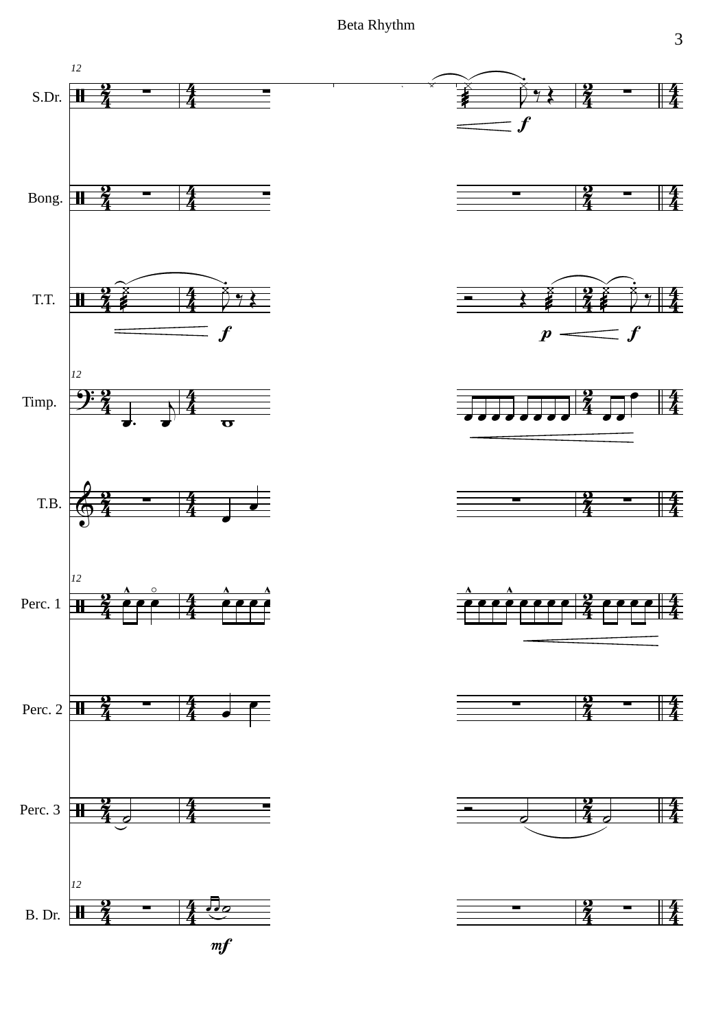S.Dr.

Bong.

T.T.

Timp.

T.B.

Perc. 1

Perc. 2

Perc. 3

B. Dr.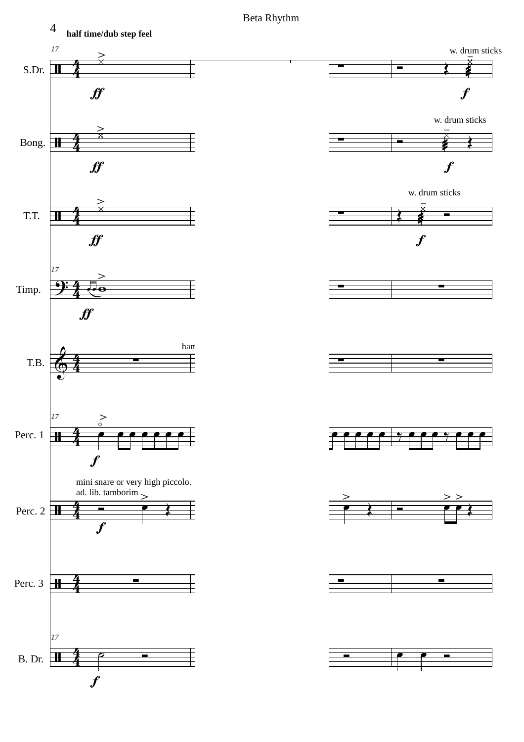**half time/dub step feel**

S.Dr.

w. drum sticks

Bong.

w. drum sticks

T.T.

w. drum sticks

Timp.

T.B.

ham

Perc. 1

Perc. 2

mini snare or very high piccolo.
ad. lib. tamborim

Perc. 3

B. Dr.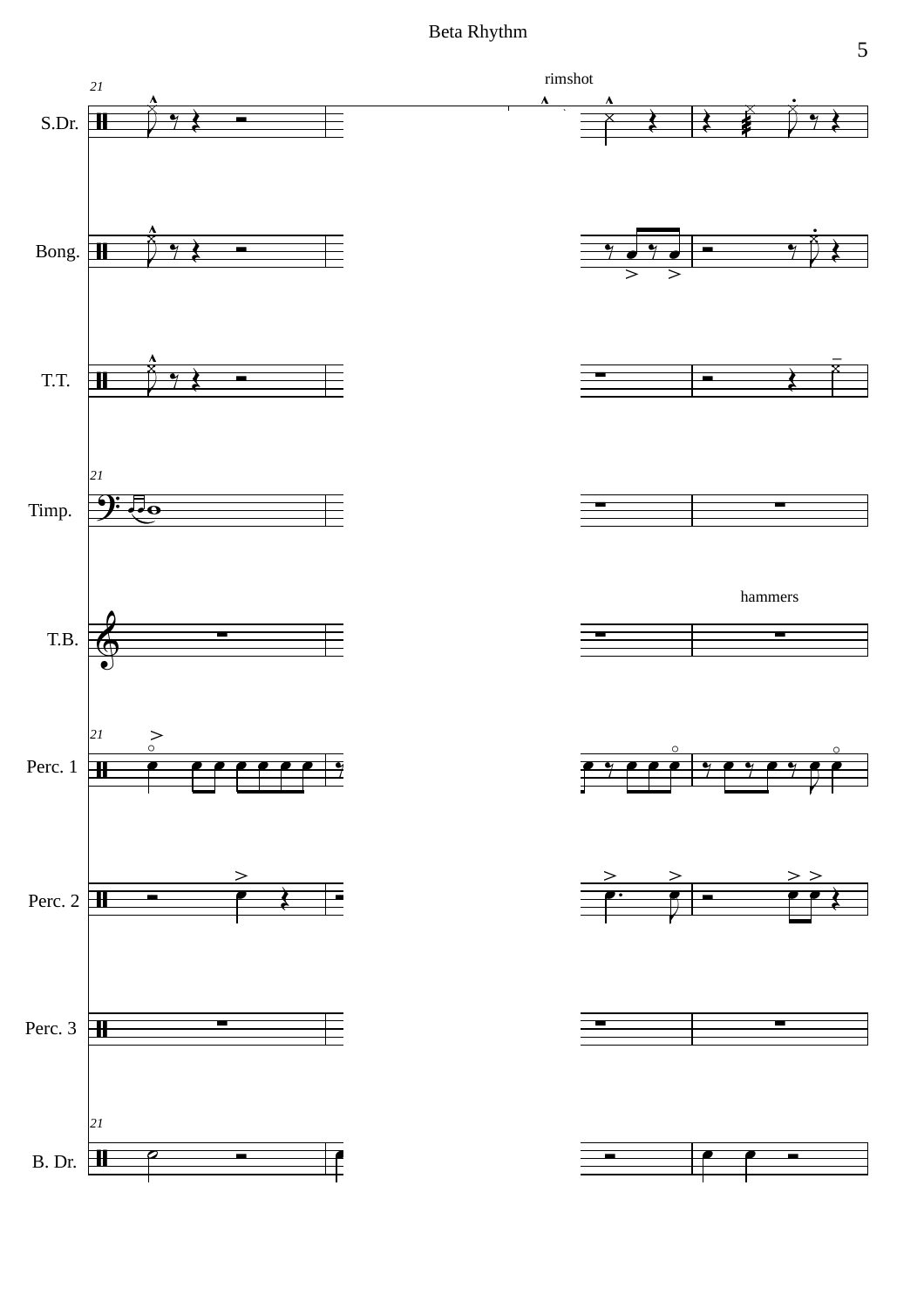Beta Rhythm

21

rimshot

S.Dr.

Bong.

T.T.

Timp.

hammers

T.B.

Perc. 1

Perc. 2

Perc. 3

B. Dr.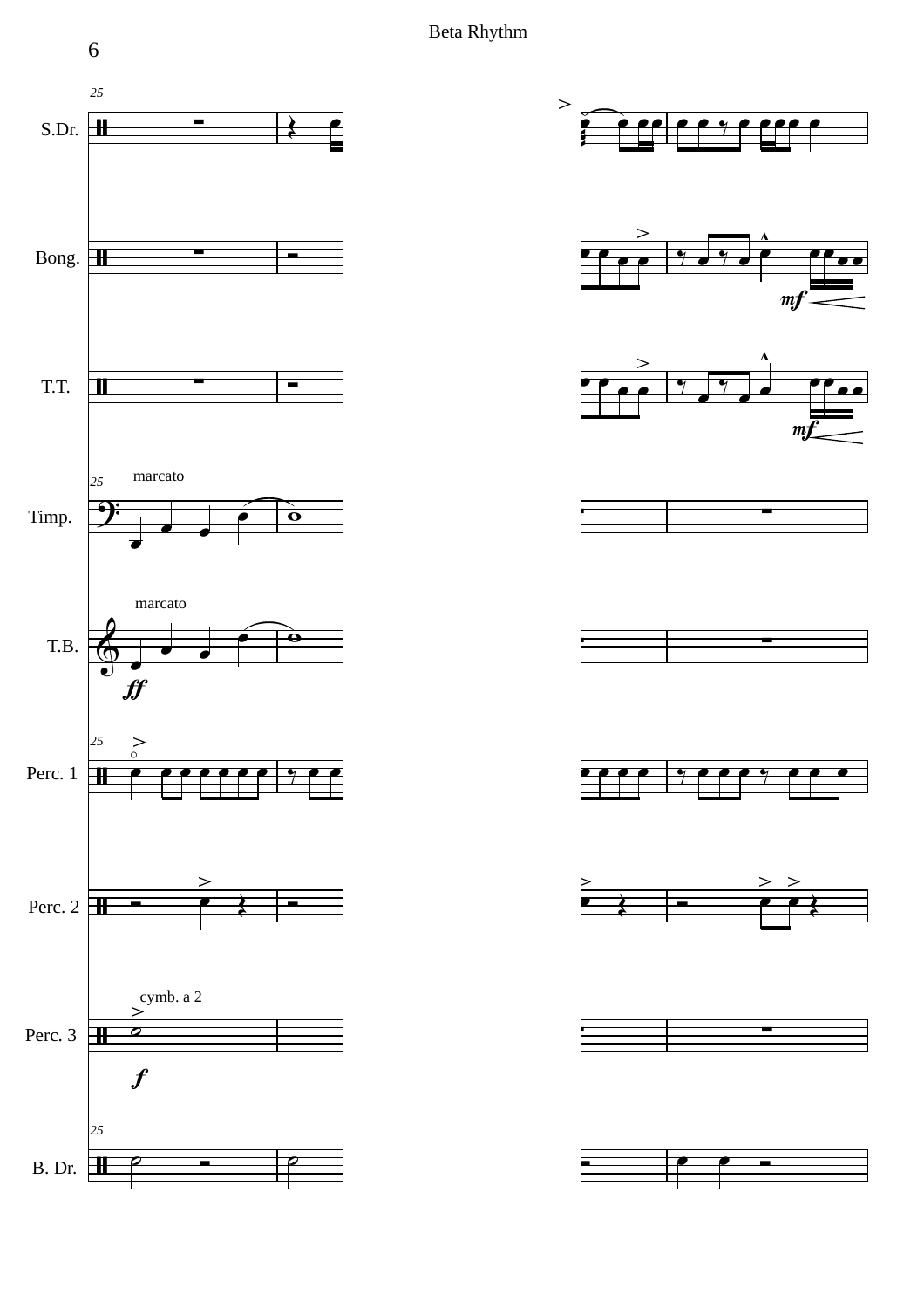Beta Rhythm

S.Dr.

Bong.

T.T.

marcato

Timp.

marcato

T.B.

Perc. 1

Perc. 2

cymb. a 2

Perc. 3

B. Dr.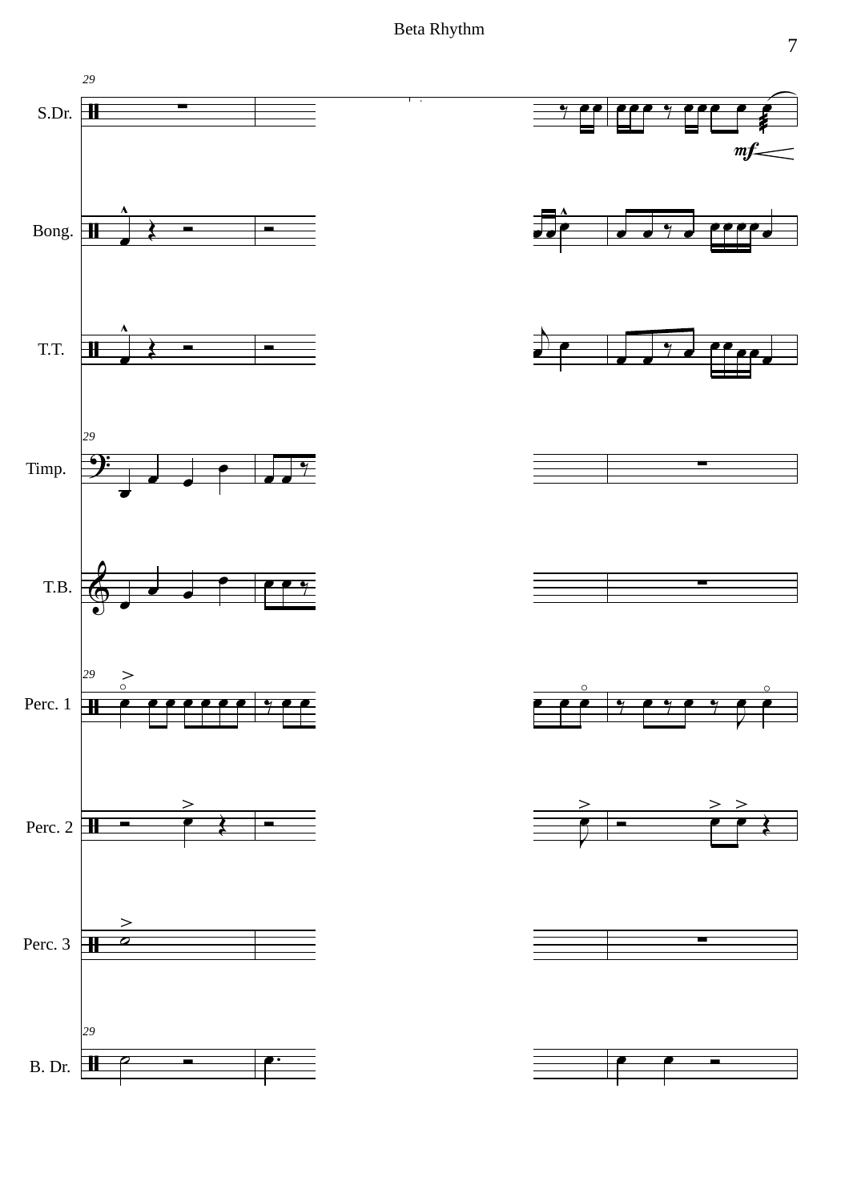29

S.Dr.

*mf*

Bong.

T.T.

Timp.

T.B.

Perc. 1

Perc. 2

Perc. 3

B. Dr.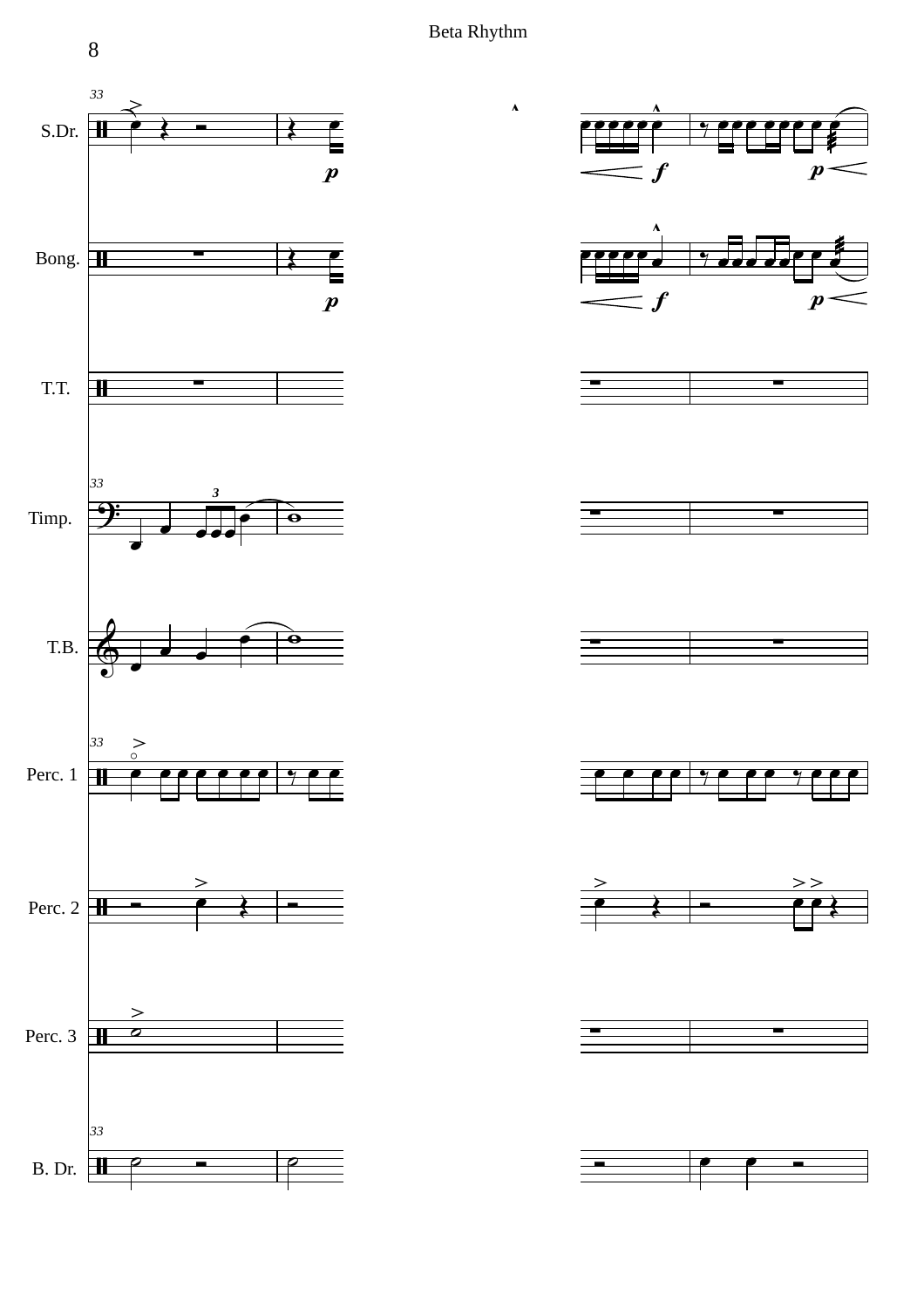Beta Rhythm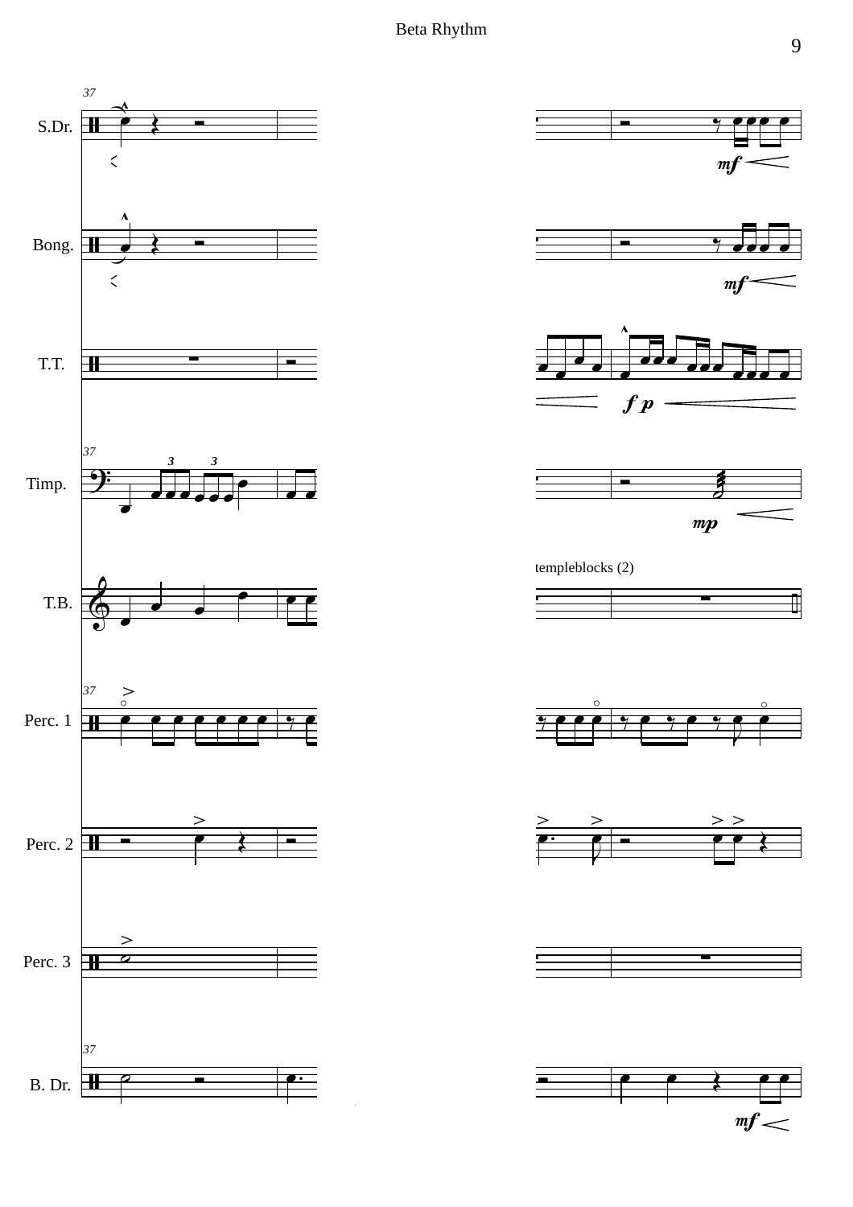Beta Rhythm

S.Dr.

Bong.

T.T.

Timp.

T.B.

Perc. 1

Perc. 2

Perc. 3

B. Dr.

templeblocks (2)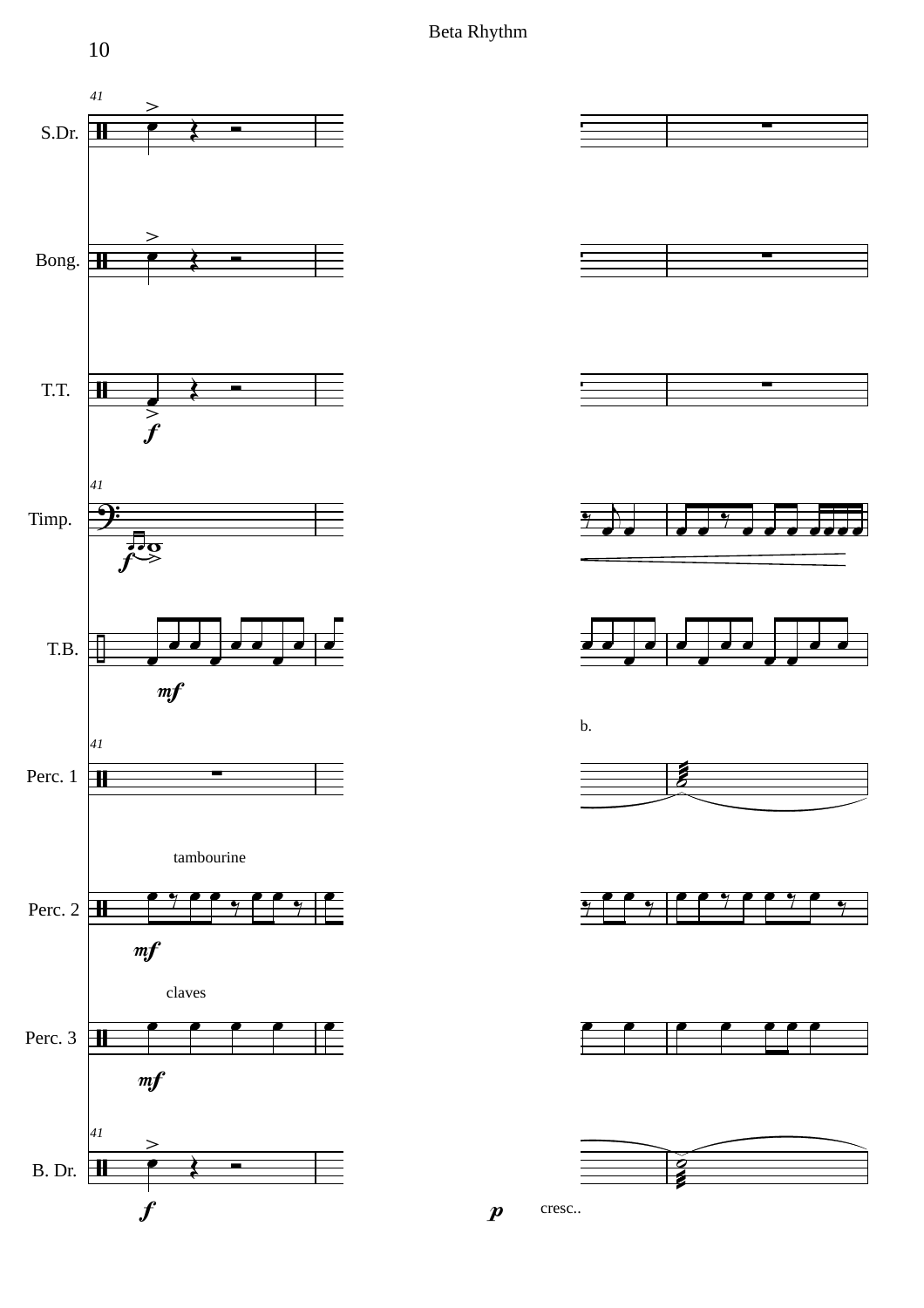Beta Rhythm

S.Dr.

Bong.

T.T.

Timp.

T.B.

Perc. 1

tambourine

Perc. 2

claves

Perc. 3

B. Dr.

cresc..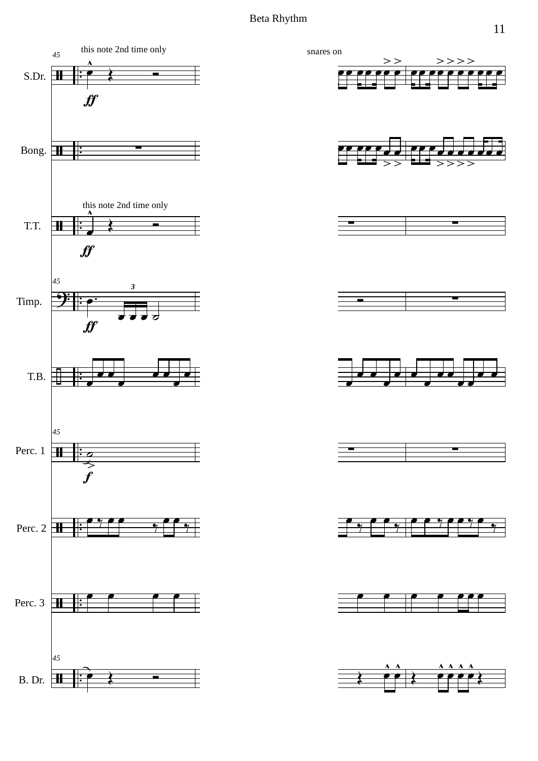Beta Rhythm

this note 2nd time only

snares on

this note 2nd time only

S.Dr.

Bong.

T.T.

Timp.

T.B.

Perc. 1

Perc. 2

Perc. 3

B. Dr.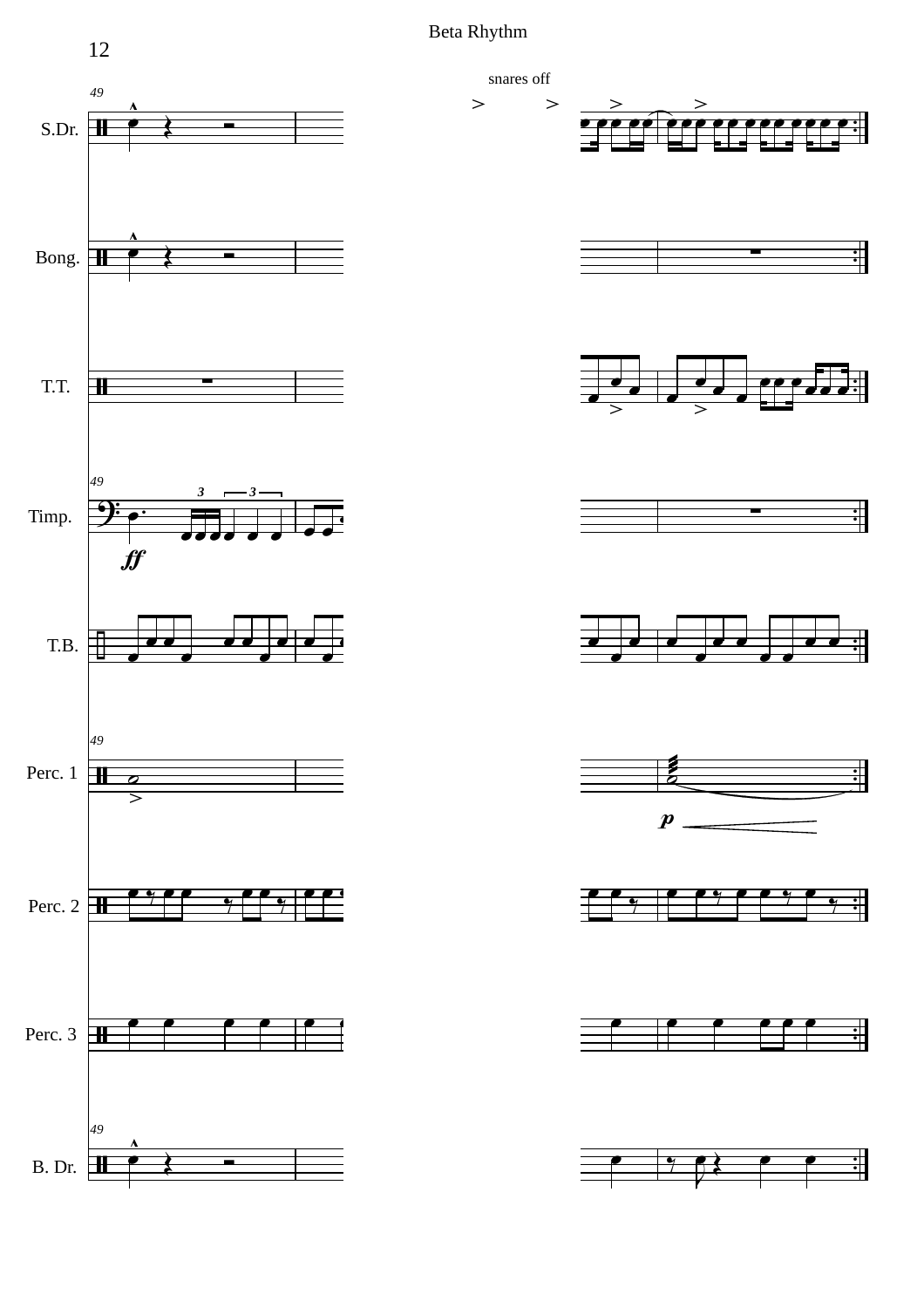# Beta Rhythm

snares off

S.Dr.

Bong.

T.T.

Timp.

T.B.

Perc. 1

Perc. 2

Perc. 3

B. Dr.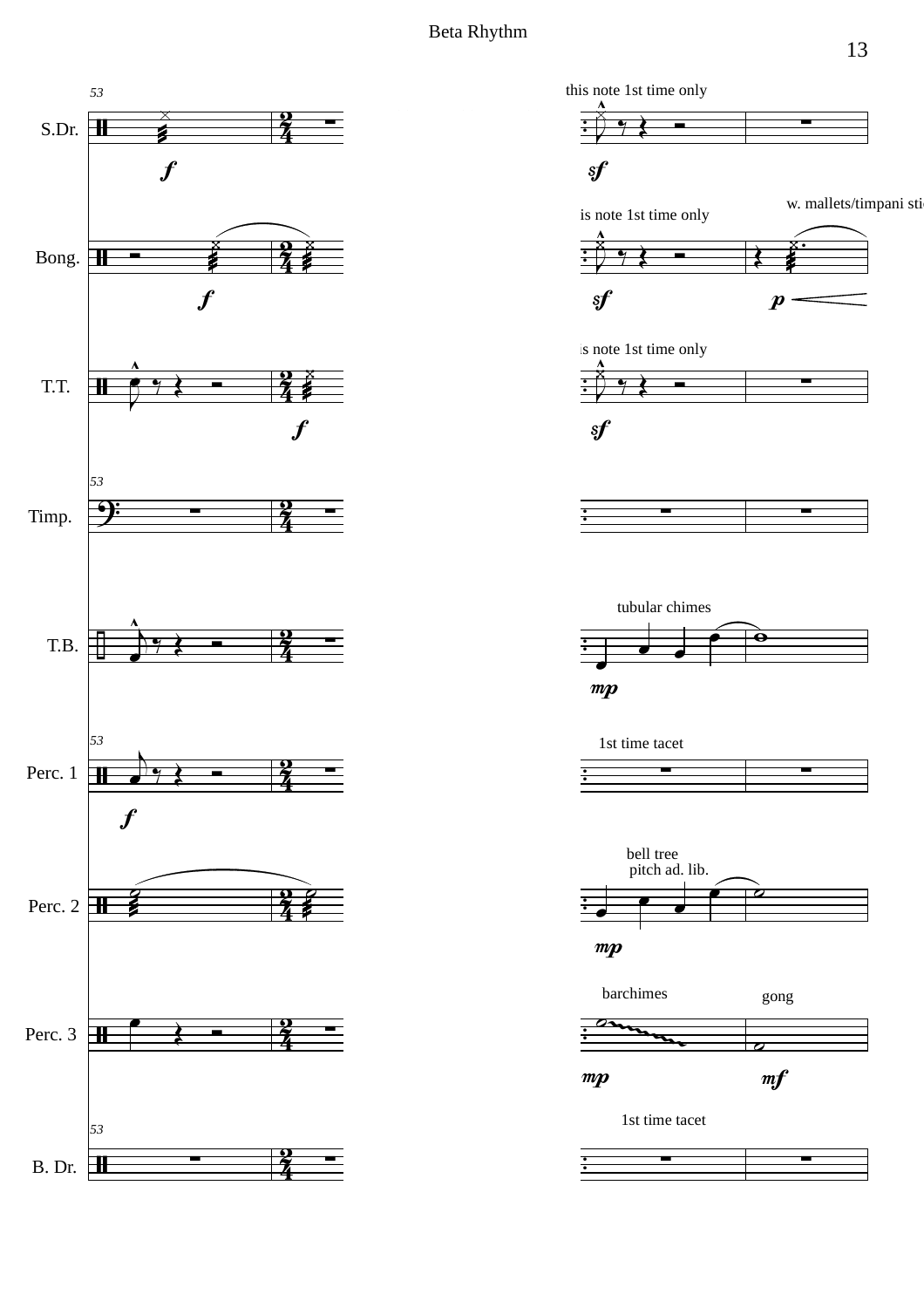Beta Rhythm

53

| Instrument | Markings |
|---|---|
| S.Dr. | *f* / this note 1st time only / *sf* |
| Bong. | *f* / this note 1st time only / *sf* / w. mallets/timpani sticks / *p* |
| T.T. | *f* / this note 1st time only / *sf* |
| Timp. | |
| T.B. | tubular chimes / *mp* |
| Perc. 1 | *f* / 1st time tacet |
| Perc. 2 | bell tree / pitch ad. lib. / *mp* |
| Perc. 3 | barchimes / *mp* / gong / *mf* |
| B. Dr. | 1st time tacet |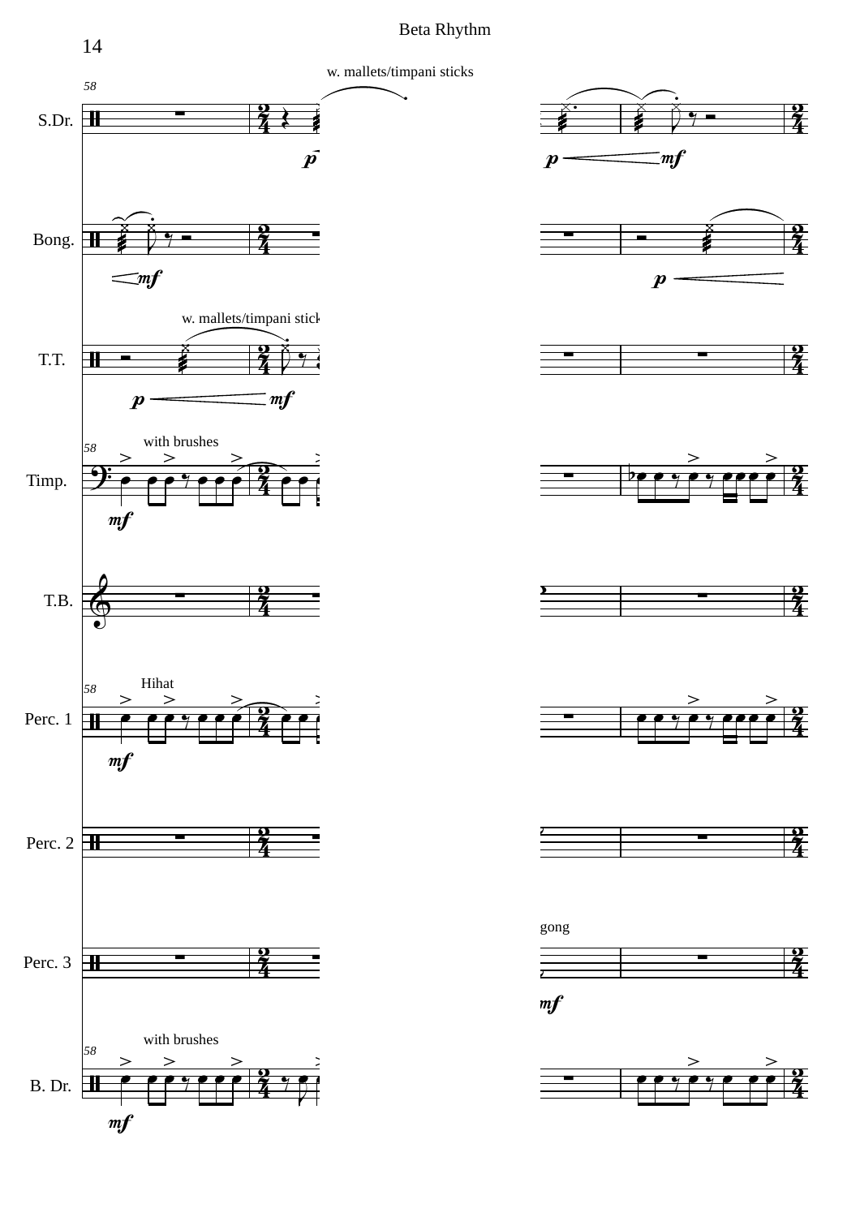Beta Rhythm

S.Dr.

Bong.

T.T.

Timp.

T.B.

Perc. 1

Perc. 2

Perc. 3

B. Dr.

w. mallets/timpani sticks

w. mallets/timpani sticks

with brushes

Hihat

gong

with brushes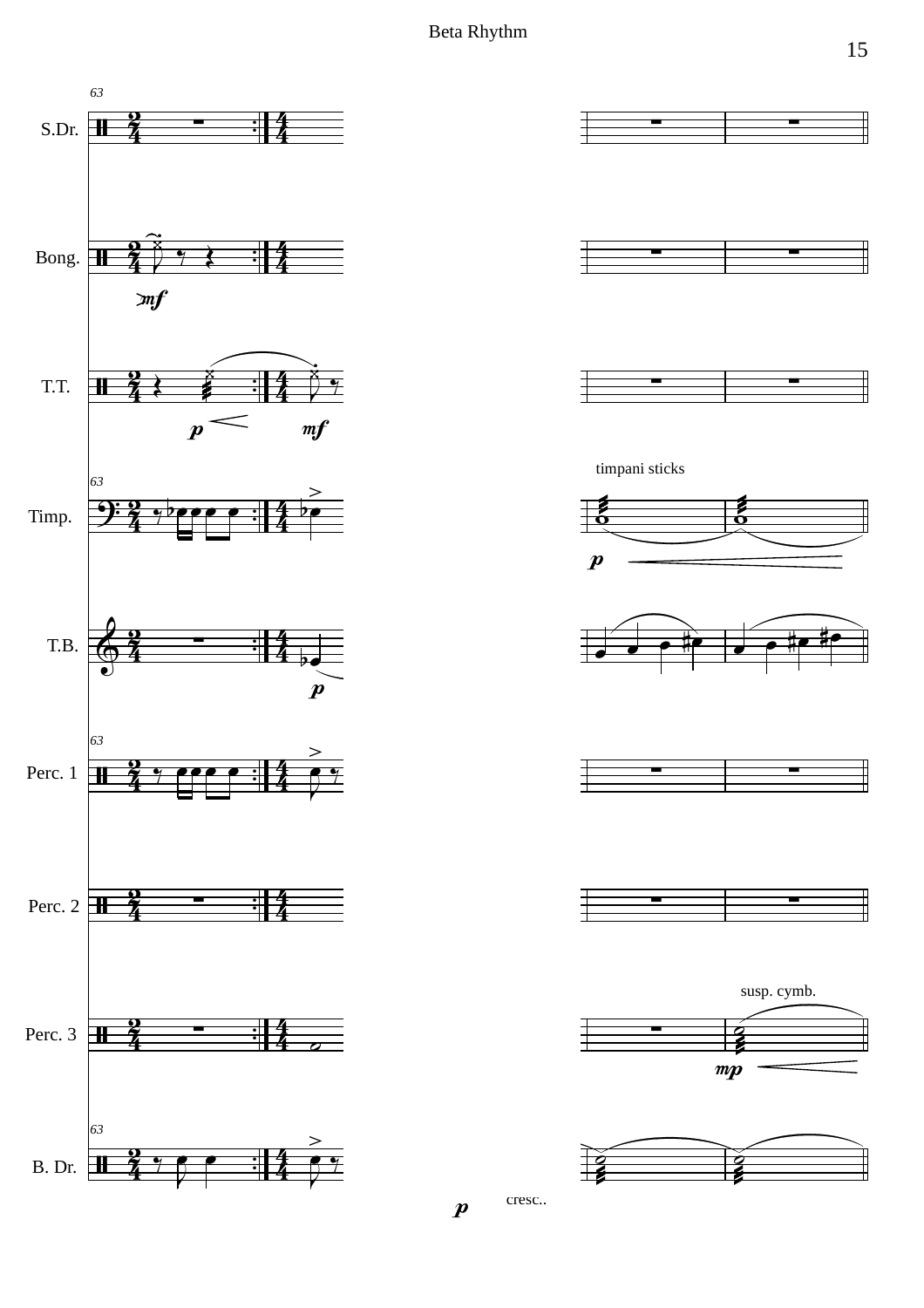Beta Rhythm

63

S.Dr.

Bong.

T.T.

Timp.

T.B.

Perc. 1

Perc. 2

Perc. 3

B. Dr.

*mf*

*p*

*mf*

timpani sticks

*p*

*p*

susp. cymb.

*mp*

*p*

cresc..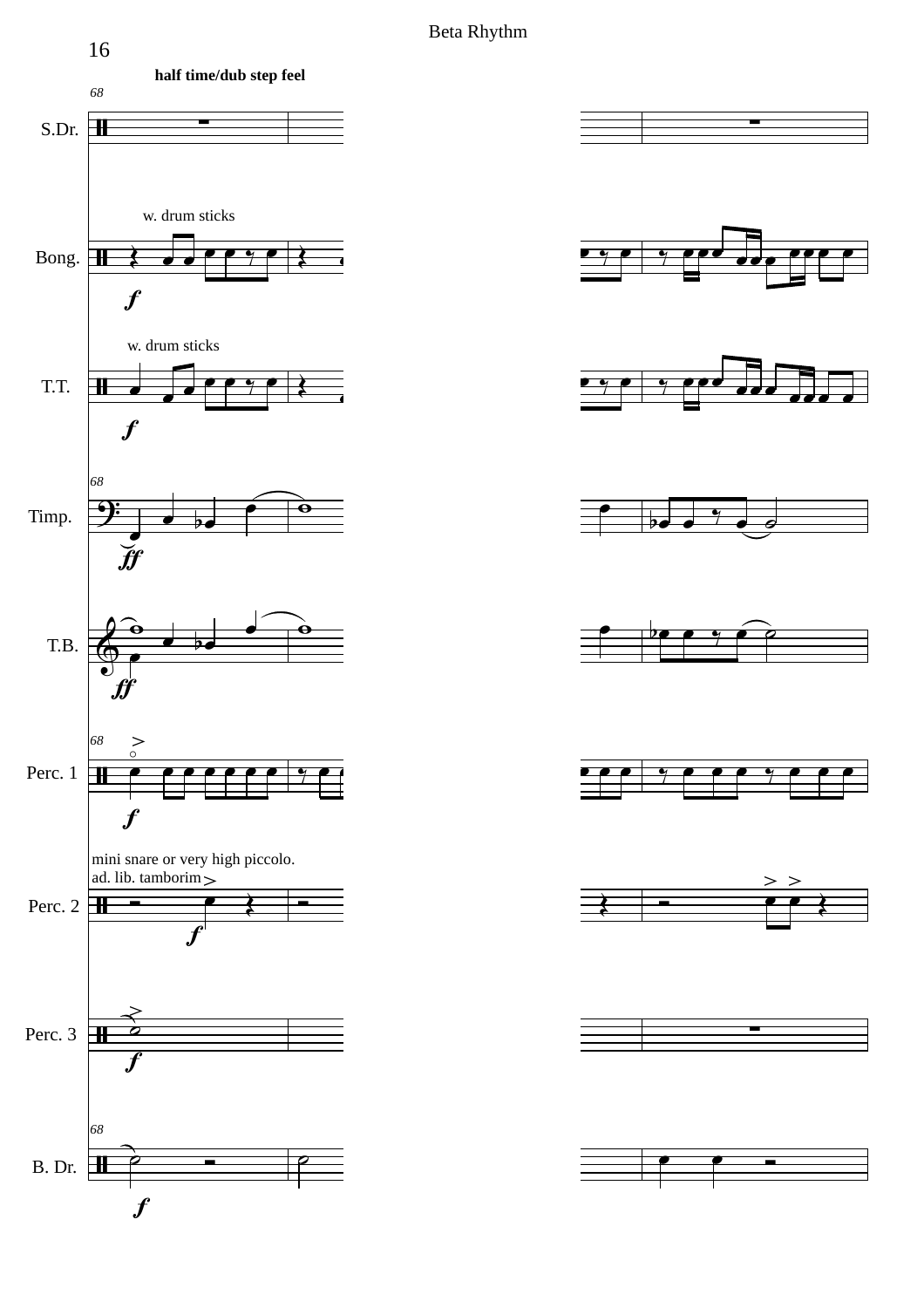**half time/dub step feel**

S.Dr.

Bong.

w. drum sticks

T.T.

w. drum sticks

Timp.

T.B.

Perc. 1

Perc. 2

mini snare or very high piccolo.
ad. lib. tamborim

Perc. 3

B. Dr.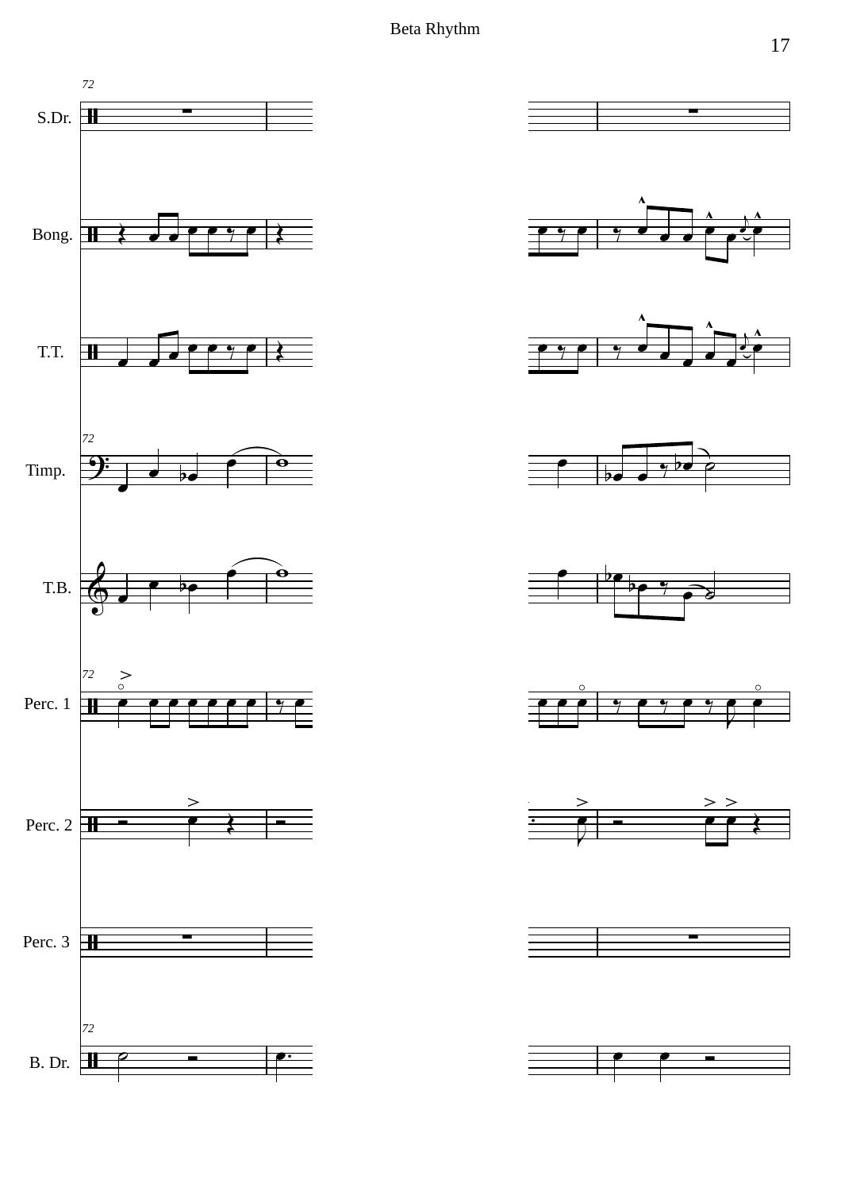72

S.Dr.

Bong.

T.T.

Timp.

T.B.

Perc. 1

Perc. 2

Perc. 3

B. Dr.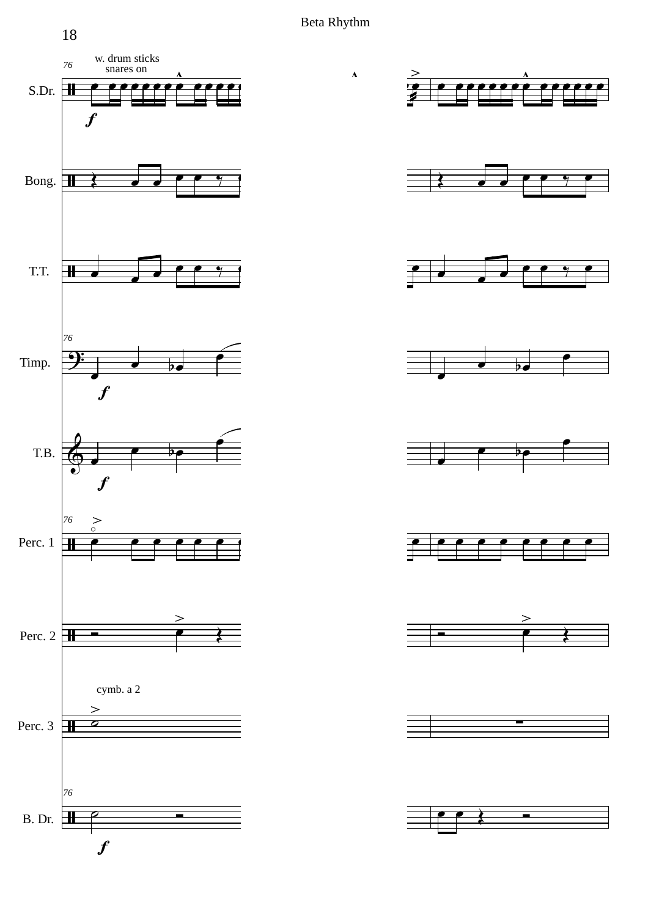w. drum sticks
snares on

S.Dr.

Bong.

T.T.

Timp.

T.B.

Perc. 1

Perc. 2

cymb. a 2

Perc. 3

B. Dr.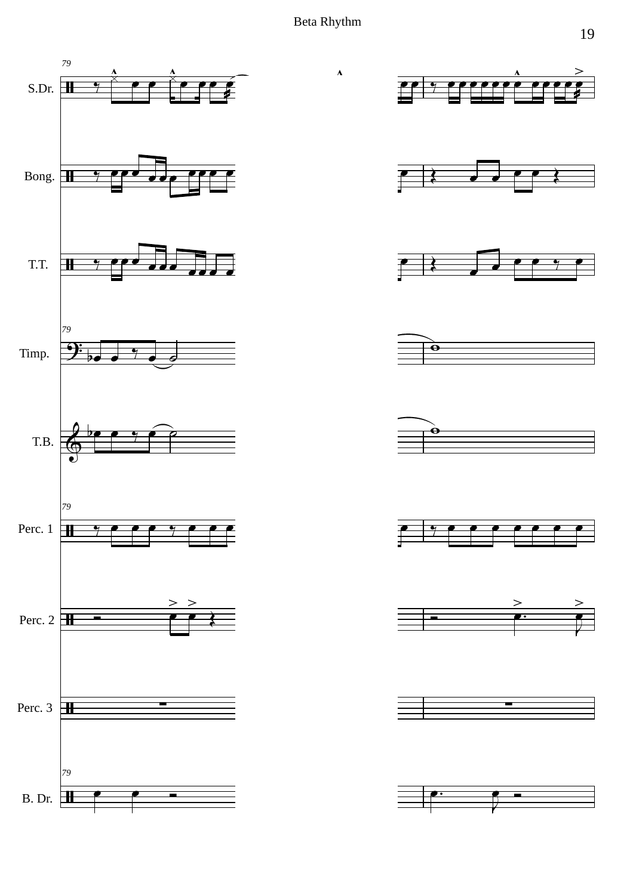79

S.Dr.

Bong.

T.T.

Timp.

T.B.

Perc. 1

Perc. 2

Perc. 3

B. Dr.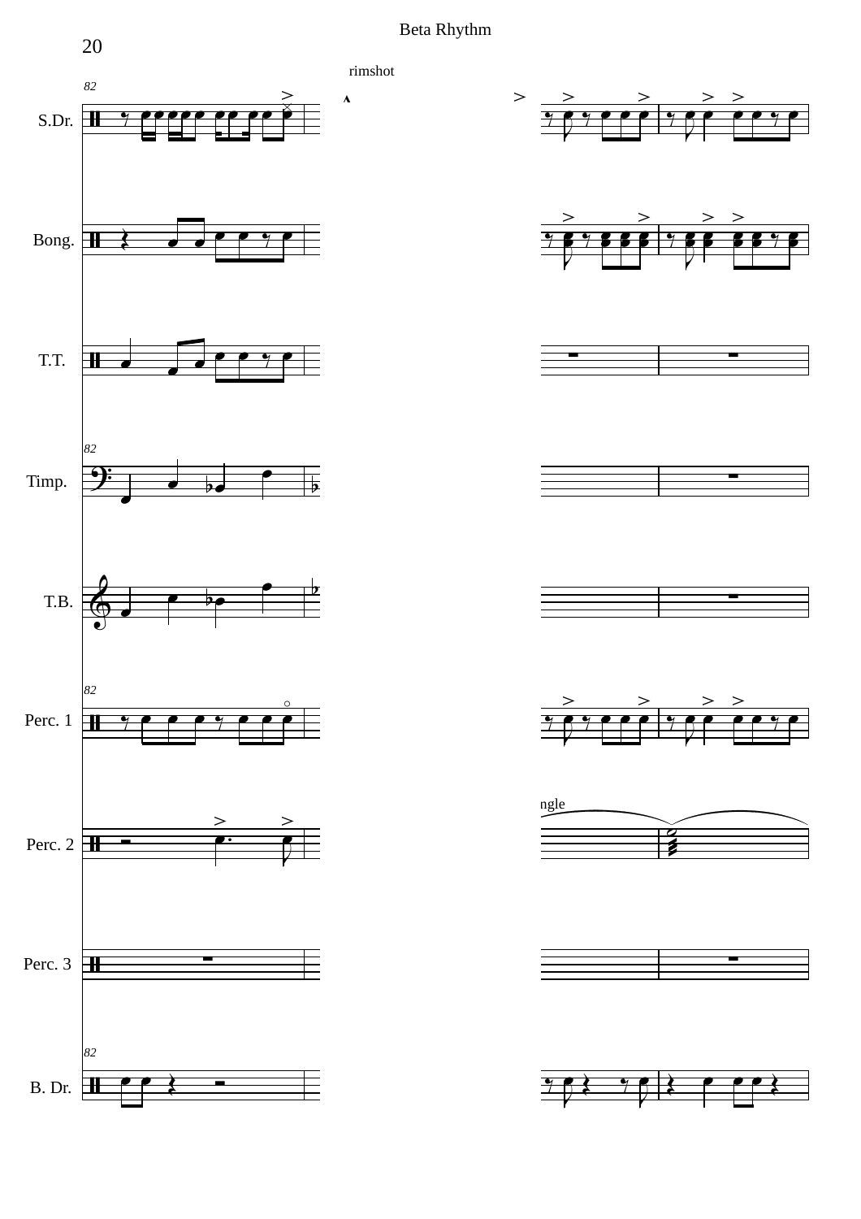Beta Rhythm

rimshot

S.Dr.

Bong.

T.T.

Timp.

T.B.

Perc. 1

Perc. 2

Perc. 3

B. Dr.

82

ngle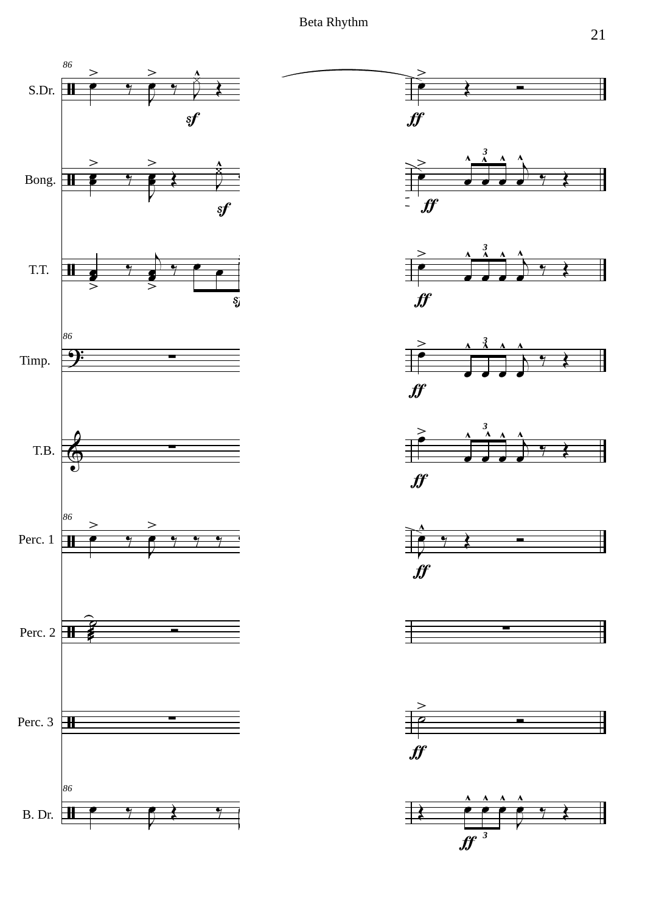Beta Rhythm

S.Dr.

Bong.

T.T.

Timp.

T.B.

Perc. 1

Perc. 2

Perc. 3

B. Dr.